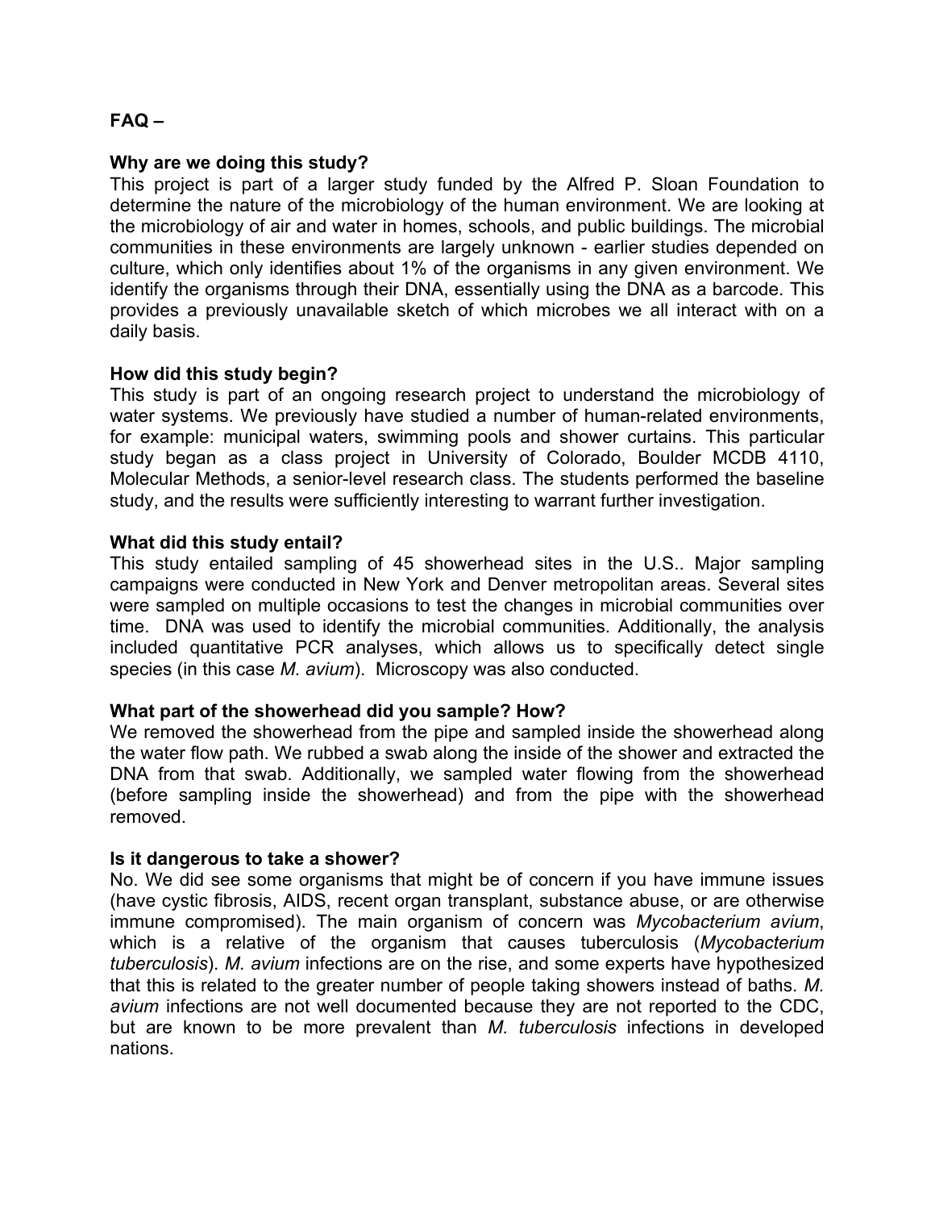**FAQ –**

**Why are we doing this study?**

This project is part of a larger study funded by the Alfred P. Sloan Foundation to determine the nature of the microbiology of the human environment. We are looking at the microbiology of air and water in homes, schools, and public buildings. The microbial communities in these environments are largely unknown - earlier studies depended on culture, which only identifies about 1% of the organisms in any given environment. We identify the organisms through their DNA, essentially using the DNA as a barcode. This provides a previously unavailable sketch of which microbes we all interact with on a daily basis.

**How did this study begin?**

This study is part of an ongoing research project to understand the microbiology of water systems. We previously have studied a number of human-related environments, for example: municipal waters, swimming pools and shower curtains. This particular study began as a class project in University of Colorado, Boulder MCDB 4110, Molecular Methods, a senior-level research class. The students performed the baseline study, and the results were sufficiently interesting to warrant further investigation.

**What did this study entail?**

This study entailed sampling of 45 showerhead sites in the U.S.. Major sampling campaigns were conducted in New York and Denver metropolitan areas. Several sites were sampled on multiple occasions to test the changes in microbial communities over time. DNA was used to identify the microbial communities. Additionally, the analysis included quantitative PCR analyses, which allows us to specifically detect single species (in this case *M. avium*). Microscopy was also conducted.

**What part of the showerhead did you sample? How?**

We removed the showerhead from the pipe and sampled inside the showerhead along the water flow path. We rubbed a swab along the inside of the shower and extracted the DNA from that swab. Additionally, we sampled water flowing from the showerhead (before sampling inside the showerhead) and from the pipe with the showerhead removed.

**Is it dangerous to take a shower?**

No. We did see some organisms that might be of concern if you have immune issues (have cystic fibrosis, AIDS, recent organ transplant, substance abuse, or are otherwise immune compromised). The main organism of concern was *Mycobacterium avium*, which is a relative of the organism that causes tuberculosis (*Mycobacterium tuberculosis*). *M. avium* infections are on the rise, and some experts have hypothesized that this is related to the greater number of people taking showers instead of baths. *M. avium* infections are not well documented because they are not reported to the CDC, but are known to be more prevalent than *M. tuberculosis* infections in developed nations.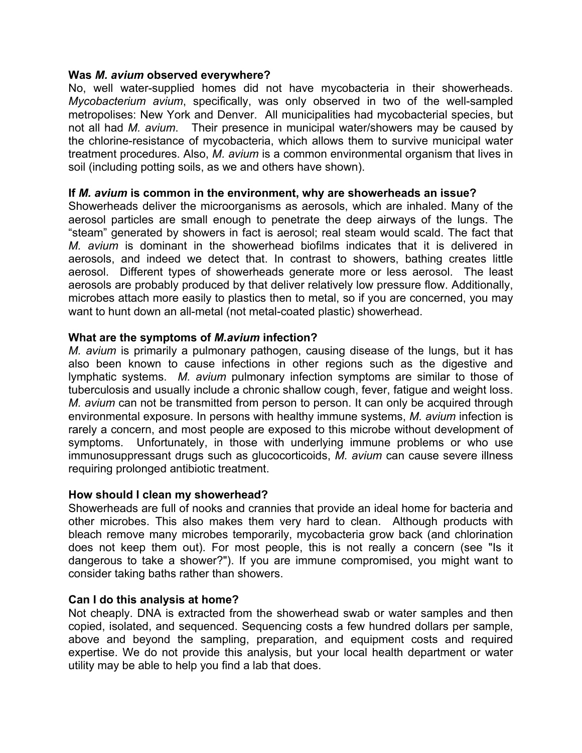**Was *M. avium* observed everywhere?**

No, well water-supplied homes did not have mycobacteria in their showerheads. *Mycobacterium avium*, specifically, was only observed in two of the well-sampled metropolises: New York and Denver. All municipalities had mycobacterial species, but not all had *M. avium*. Their presence in municipal water/showers may be caused by the chlorine-resistance of mycobacteria, which allows them to survive municipal water treatment procedures. Also, *M. avium* is a common environmental organism that lives in soil (including potting soils, as we and others have shown).

**If *M. avium* is common in the environment, why are showerheads an issue?**

Showerheads deliver the microorganisms as aerosols, which are inhaled. Many of the aerosol particles are small enough to penetrate the deep airways of the lungs. The "steam" generated by showers in fact is aerosol; real steam would scald. The fact that *M. avium* is dominant in the showerhead biofilms indicates that it is delivered in aerosols, and indeed we detect that. In contrast to showers, bathing creates little aerosol. Different types of showerheads generate more or less aerosol. The least aerosols are probably produced by that deliver relatively low pressure flow. Additionally, microbes attach more easily to plastics then to metal, so if you are concerned, you may want to hunt down an all-metal (not metal-coated plastic) showerhead.

**What are the symptoms of *M.avium* infection?**

*M. avium* is primarily a pulmonary pathogen, causing disease of the lungs, but it has also been known to cause infections in other regions such as the digestive and lymphatic systems. *M. avium* pulmonary infection symptoms are similar to those of tuberculosis and usually include a chronic shallow cough, fever, fatigue and weight loss. *M. avium* can not be transmitted from person to person. It can only be acquired through environmental exposure. In persons with healthy immune systems, *M. avium* infection is rarely a concern, and most people are exposed to this microbe without development of symptoms. Unfortunately, in those with underlying immune problems or who use immunosuppressant drugs such as glucocorticoids, *M. avium* can cause severe illness requiring prolonged antibiotic treatment.

**How should I clean my showerhead?**

Showerheads are full of nooks and crannies that provide an ideal home for bacteria and other microbes. This also makes them very hard to clean. Although products with bleach remove many microbes temporarily, mycobacteria grow back (and chlorination does not keep them out). For most people, this is not really a concern (see "Is it dangerous to take a shower?"). If you are immune compromised, you might want to consider taking baths rather than showers.

**Can I do this analysis at home?**

Not cheaply. DNA is extracted from the showerhead swab or water samples and then copied, isolated, and sequenced. Sequencing costs a few hundred dollars per sample, above and beyond the sampling, preparation, and equipment costs and required expertise. We do not provide this analysis, but your local health department or water utility may be able to help you find a lab that does.